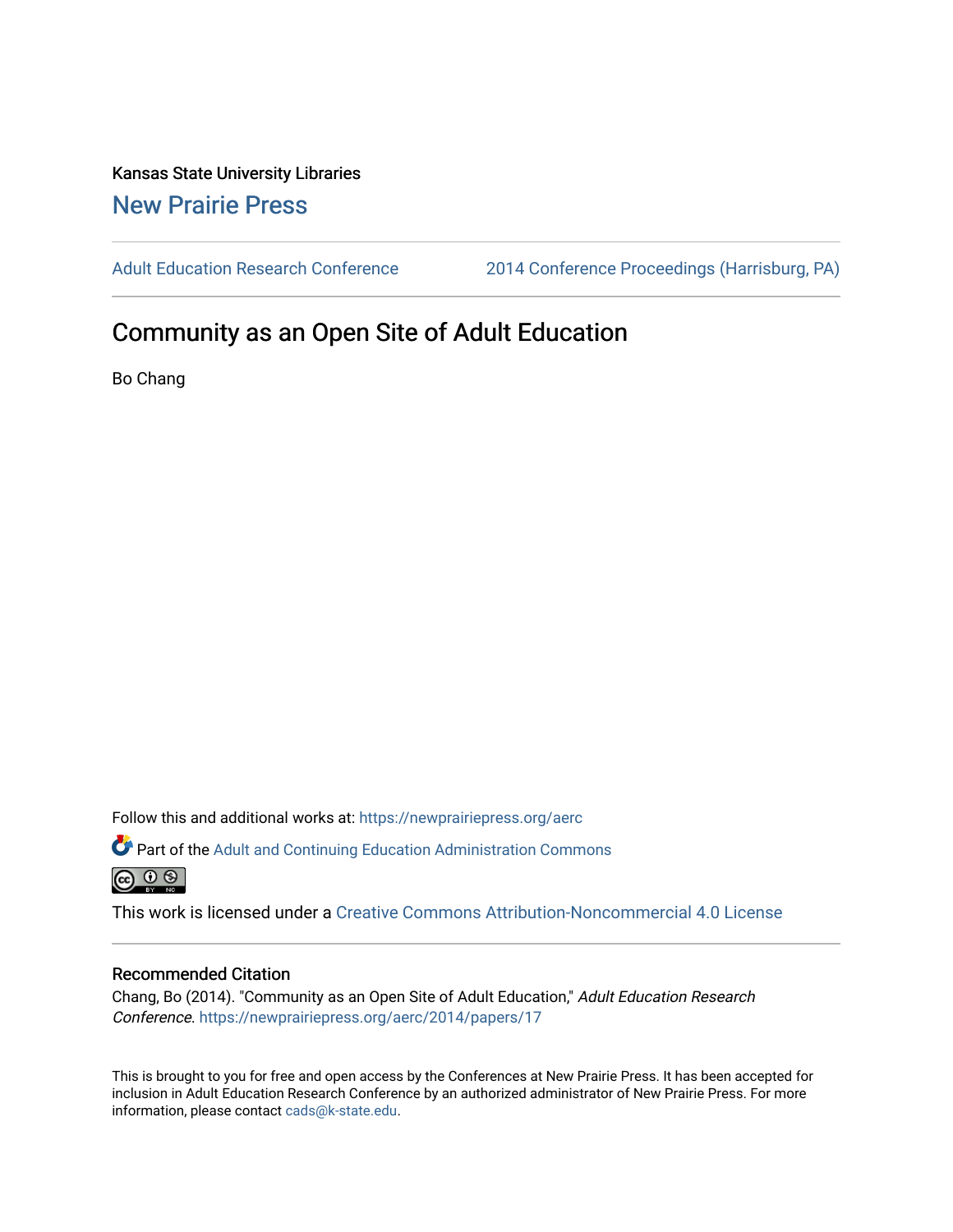Kansas State University Libraries

New Prairie Press

Adult Education Research Conference | 2014 Conference Proceedings (Harrisburg, PA)

# Community as an Open Site of Adult Education

Bo Chang

Follow this and additional works at: https://newprairiepress.org/aerc

Part of the Adult and Continuing Education Administration Commons

This work is licensed under a Creative Commons Attribution-Noncommercial 4.0 License

## Recommended Citation

Chang, Bo (2014). "Community as an Open Site of Adult Education," *Adult Education Research Conference*. https://newprairiepress.org/aerc/2014/papers/17

This is brought to you for free and open access by the Conferences at New Prairie Press. It has been accepted for inclusion in Adult Education Research Conference by an authorized administrator of New Prairie Press. For more information, please contact cads@k-state.edu.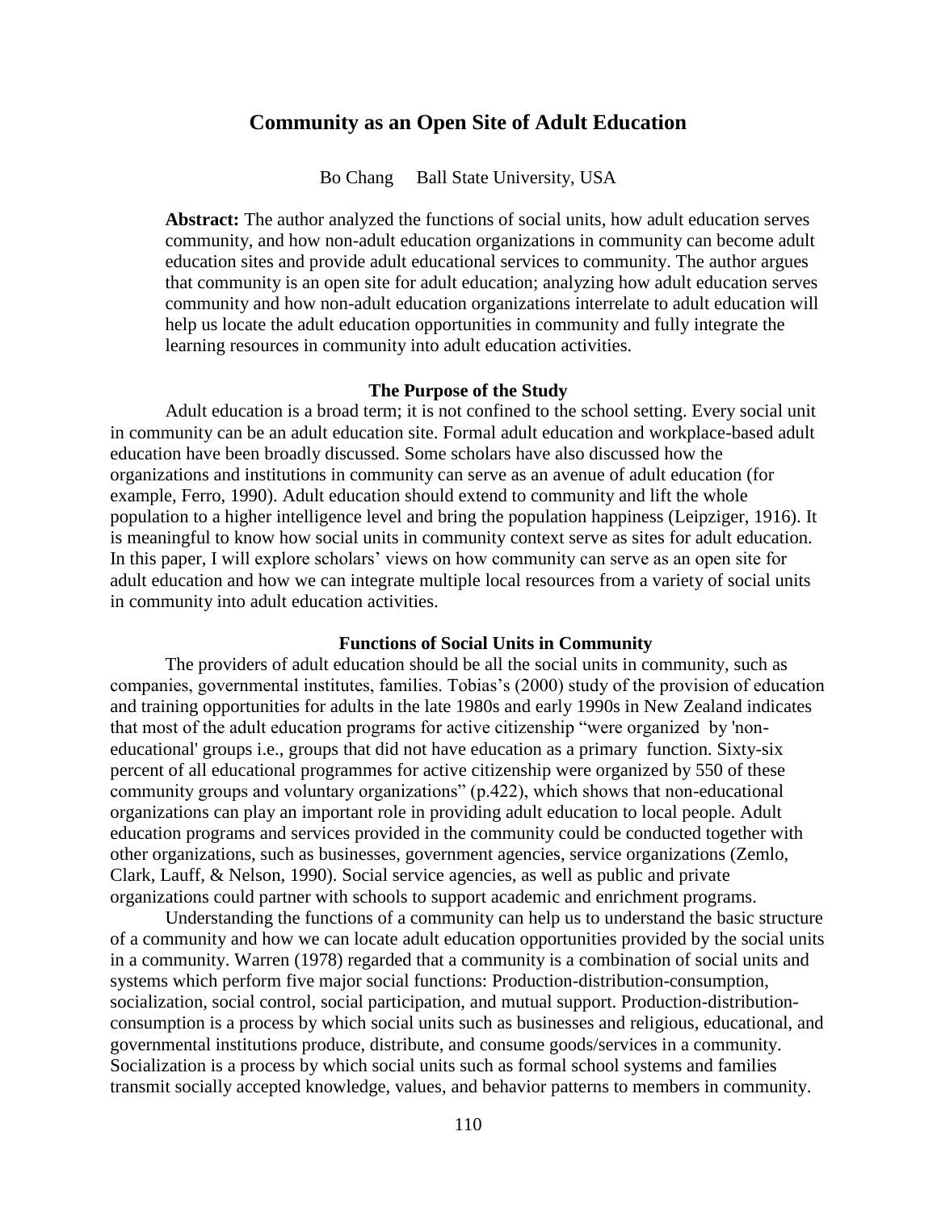# Community as an Open Site of Adult Education

Bo Chang Ball State University, USA

**Abstract:** The author analyzed the functions of social units, how adult education serves community, and how non-adult education organizations in community can become adult education sites and provide adult educational services to community. The author argues that community is an open site for adult education; analyzing how adult education serves community and how non-adult education organizations interrelate to adult education will help us locate the adult education opportunities in community and fully integrate the learning resources in community into adult education activities.

## The Purpose of the Study

Adult education is a broad term; it is not confined to the school setting. Every social unit in community can be an adult education site. Formal adult education and workplace-based adult education have been broadly discussed. Some scholars have also discussed how the organizations and institutions in community can serve as an avenue of adult education (for example, Ferro, 1990). Adult education should extend to community and lift the whole population to a higher intelligence level and bring the population happiness (Leipziger, 1916). It is meaningful to know how social units in community context serve as sites for adult education. In this paper, I will explore scholars' views on how community can serve as an open site for adult education and how we can integrate multiple local resources from a variety of social units in community into adult education activities.

## Functions of Social Units in Community

The providers of adult education should be all the social units in community, such as companies, governmental institutes, families. Tobias's (2000) study of the provision of education and training opportunities for adults in the late 1980s and early 1990s in New Zealand indicates that most of the adult education programs for active citizenship "were organized by 'non-educational' groups i.e., groups that did not have education as a primary function. Sixty-six percent of all educational programmes for active citizenship were organized by 550 of these community groups and voluntary organizations" (p.422), which shows that non-educational organizations can play an important role in providing adult education to local people. Adult education programs and services provided in the community could be conducted together with other organizations, such as businesses, government agencies, service organizations (Zemlo, Clark, Lauff, & Nelson, 1990). Social service agencies, as well as public and private organizations could partner with schools to support academic and enrichment programs.

Understanding the functions of a community can help us to understand the basic structure of a community and how we can locate adult education opportunities provided by the social units in a community. Warren (1978) regarded that a community is a combination of social units and systems which perform five major social functions: Production-distribution-consumption, socialization, social control, social participation, and mutual support. Production-distribution-consumption is a process by which social units such as businesses and religious, educational, and governmental institutions produce, distribute, and consume goods/services in a community. Socialization is a process by which social units such as formal school systems and families transmit socially accepted knowledge, values, and behavior patterns to members in community.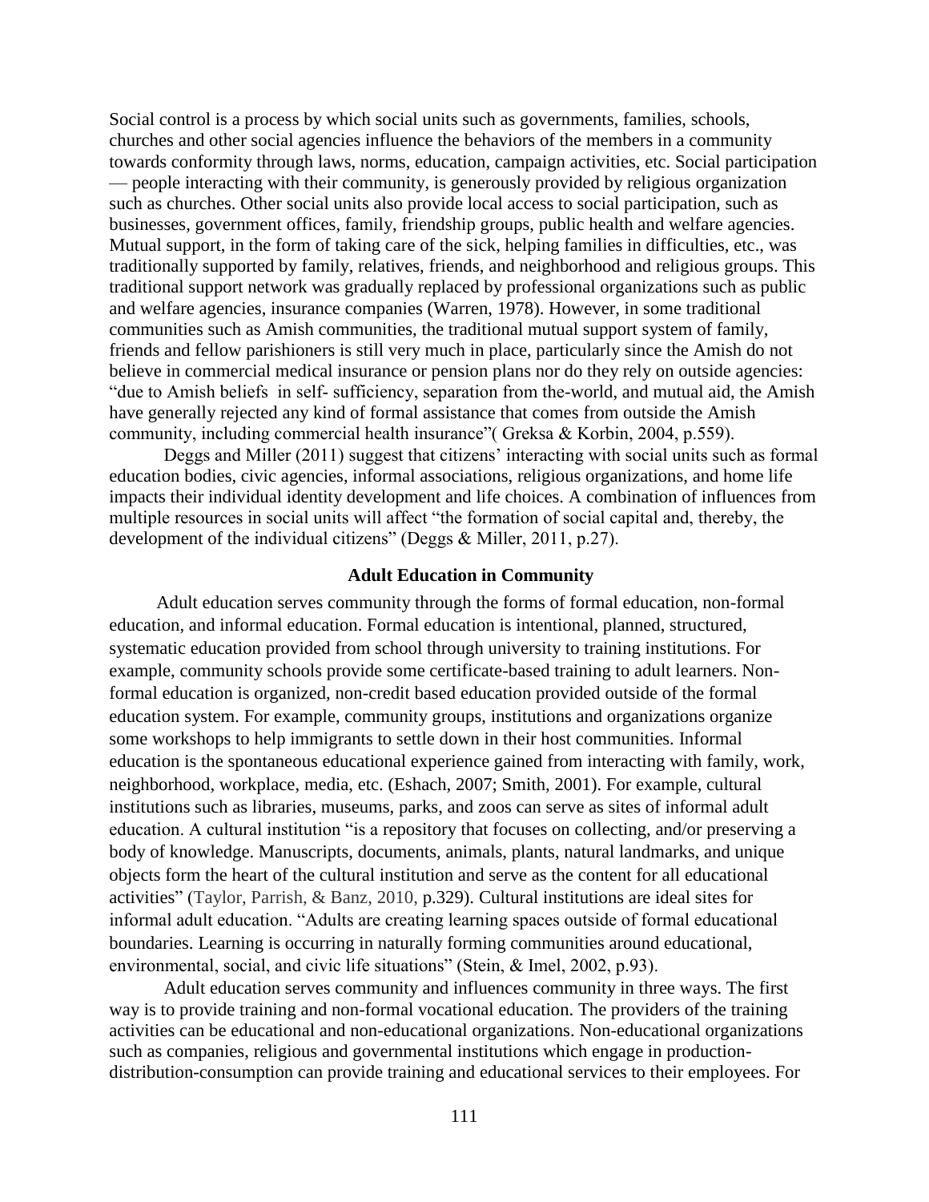Social control is a process by which social units such as governments, families, schools, churches and other social agencies influence the behaviors of the members in a community towards conformity through laws, norms, education, campaign activities, etc. Social participation — people interacting with their community, is generously provided by religious organization such as churches. Other social units also provide local access to social participation, such as businesses, government offices, family, friendship groups, public health and welfare agencies. Mutual support, in the form of taking care of the sick, helping families in difficulties, etc., was traditionally supported by family, relatives, friends, and neighborhood and religious groups. This traditional support network was gradually replaced by professional organizations such as public and welfare agencies, insurance companies (Warren, 1978). However, in some traditional communities such as Amish communities, the traditional mutual support system of family, friends and fellow parishioners is still very much in place, particularly since the Amish do not believe in commercial medical insurance or pension plans nor do they rely on outside agencies: "due to Amish beliefs in self- sufficiency, separation from the-world, and mutual aid, the Amish have generally rejected any kind of formal assistance that comes from outside the Amish community, including commercial health insurance"( Greksa & Korbin, 2004, p.559).

Deggs and Miller (2011) suggest that citizens' interacting with social units such as formal education bodies, civic agencies, informal associations, religious organizations, and home life impacts their individual identity development and life choices. A combination of influences from multiple resources in social units will affect "the formation of social capital and, thereby, the development of the individual citizens" (Deggs & Miller, 2011, p.27).

## Adult Education in Community

Adult education serves community through the forms of formal education, non-formal education, and informal education. Formal education is intentional, planned, structured, systematic education provided from school through university to training institutions. For example, community schools provide some certificate-based training to adult learners. Non-formal education is organized, non-credit based education provided outside of the formal education system. For example, community groups, institutions and organizations organize some workshops to help immigrants to settle down in their host communities. Informal education is the spontaneous educational experience gained from interacting with family, work, neighborhood, workplace, media, etc. (Eshach, 2007; Smith, 2001). For example, cultural institutions such as libraries, museums, parks, and zoos can serve as sites of informal adult education. A cultural institution "is a repository that focuses on collecting, and/or preserving a body of knowledge. Manuscripts, documents, animals, plants, natural landmarks, and unique objects form the heart of the cultural institution and serve as the content for all educational activities" (Taylor, Parrish, & Banz, 2010, p.329). Cultural institutions are ideal sites for informal adult education. "Adults are creating learning spaces outside of formal educational boundaries. Learning is occurring in naturally forming communities around educational, environmental, social, and civic life situations" (Stein, & Imel, 2002, p.93).

Adult education serves community and influences community in three ways. The first way is to provide training and non-formal vocational education. The providers of the training activities can be educational and non-educational organizations. Non-educational organizations such as companies, religious and governmental institutions which engage in production-distribution-consumption can provide training and educational services to their employees. For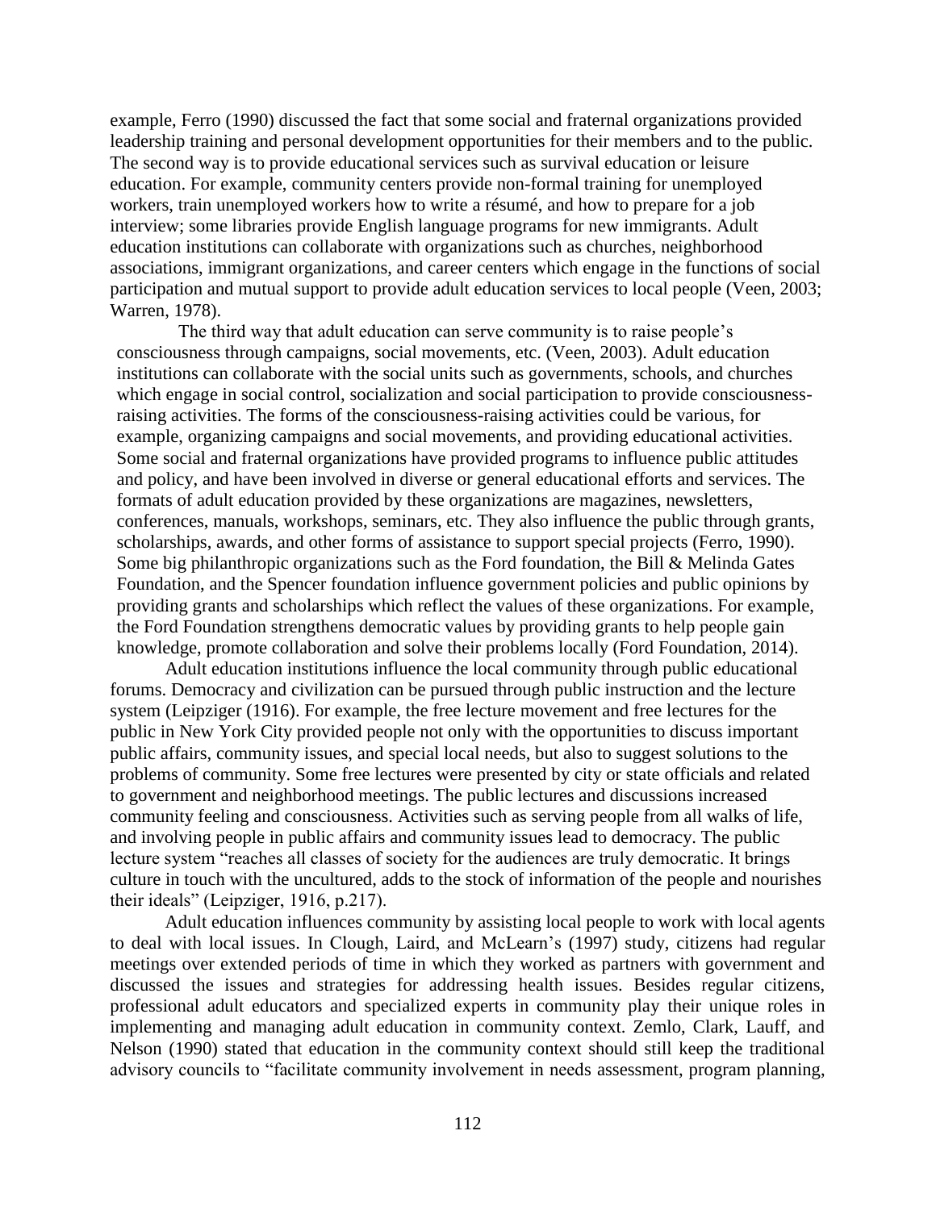example, Ferro (1990) discussed the fact that some social and fraternal organizations provided leadership training and personal development opportunities for their members and to the public. The second way is to provide educational services such as survival education or leisure education. For example, community centers provide non-formal training for unemployed workers, train unemployed workers how to write a résumé, and how to prepare for a job interview; some libraries provide English language programs for new immigrants. Adult education institutions can collaborate with organizations such as churches, neighborhood associations, immigrant organizations, and career centers which engage in the functions of social participation and mutual support to provide adult education services to local people (Veen, 2003; Warren, 1978).

The third way that adult education can serve community is to raise people's consciousness through campaigns, social movements, etc. (Veen, 2003). Adult education institutions can collaborate with the social units such as governments, schools, and churches which engage in social control, socialization and social participation to provide consciousness-raising activities. The forms of the consciousness-raising activities could be various, for example, organizing campaigns and social movements, and providing educational activities. Some social and fraternal organizations have provided programs to influence public attitudes and policy, and have been involved in diverse or general educational efforts and services. The formats of adult education provided by these organizations are magazines, newsletters, conferences, manuals, workshops, seminars, etc. They also influence the public through grants, scholarships, awards, and other forms of assistance to support special projects (Ferro, 1990). Some big philanthropic organizations such as the Ford foundation, the Bill & Melinda Gates Foundation, and the Spencer foundation influence government policies and public opinions by providing grants and scholarships which reflect the values of these organizations. For example, the Ford Foundation strengthens democratic values by providing grants to help people gain knowledge, promote collaboration and solve their problems locally (Ford Foundation, 2014).

Adult education institutions influence the local community through public educational forums. Democracy and civilization can be pursued through public instruction and the lecture system (Leipziger (1916). For example, the free lecture movement and free lectures for the public in New York City provided people not only with the opportunities to discuss important public affairs, community issues, and special local needs, but also to suggest solutions to the problems of community. Some free lectures were presented by city or state officials and related to government and neighborhood meetings. The public lectures and discussions increased community feeling and consciousness. Activities such as serving people from all walks of life, and involving people in public affairs and community issues lead to democracy. The public lecture system "reaches all classes of society for the audiences are truly democratic. It brings culture in touch with the uncultured, adds to the stock of information of the people and nourishes their ideals" (Leipziger, 1916, p.217).

Adult education influences community by assisting local people to work with local agents to deal with local issues. In Clough, Laird, and McLearn's (1997) study, citizens had regular meetings over extended periods of time in which they worked as partners with government and discussed the issues and strategies for addressing health issues. Besides regular citizens, professional adult educators and specialized experts in community play their unique roles in implementing and managing adult education in community context. Zemlo, Clark, Lauff, and Nelson (1990) stated that education in the community context should still keep the traditional advisory councils to "facilitate community involvement in needs assessment, program planning,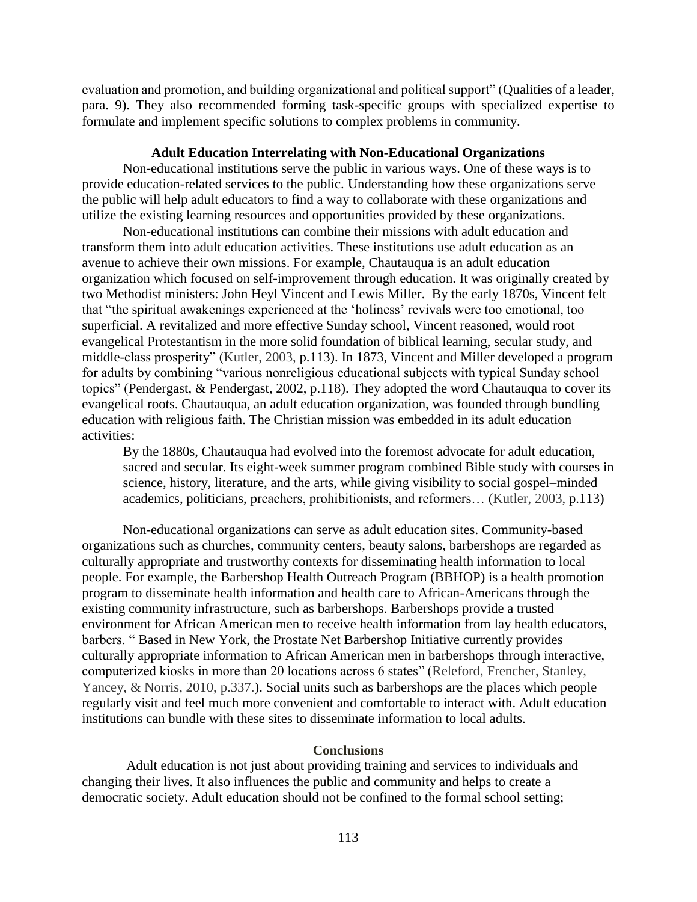evaluation and promotion, and building organizational and political support" (Qualities of a leader, para. 9). They also recommended forming task-specific groups with specialized expertise to formulate and implement specific solutions to complex problems in community.

## Adult Education Interrelating with Non-Educational Organizations

Non-educational institutions serve the public in various ways. One of these ways is to provide education-related services to the public. Understanding how these organizations serve the public will help adult educators to find a way to collaborate with these organizations and utilize the existing learning resources and opportunities provided by these organizations.

Non-educational institutions can combine their missions with adult education and transform them into adult education activities. These institutions use adult education as an avenue to achieve their own missions. For example, Chautauqua is an adult education organization which focused on self-improvement through education. It was originally created by two Methodist ministers: John Heyl Vincent and Lewis Miller. By the early 1870s, Vincent felt that "the spiritual awakenings experienced at the 'holiness' revivals were too emotional, too superficial. A revitalized and more effective Sunday school, Vincent reasoned, would root evangelical Protestantism in the more solid foundation of biblical learning, secular study, and middle-class prosperity" (Kutler, 2003, p.113). In 1873, Vincent and Miller developed a program for adults by combining "various nonreligious educational subjects with typical Sunday school topics" (Pendergast, & Pendergast, 2002, p.118). They adopted the word Chautauqua to cover its evangelical roots. Chautauqua, an adult education organization, was founded through bundling education with religious faith. The Christian mission was embedded in its adult education activities:

> By the 1880s, Chautauqua had evolved into the foremost advocate for adult education, sacred and secular. Its eight-week summer program combined Bible study with courses in science, history, literature, and the arts, while giving visibility to social gospel–minded academics, politicians, preachers, prohibitionists, and reformers… (Kutler, 2003, p.113)

Non-educational organizations can serve as adult education sites. Community-based organizations such as churches, community centers, beauty salons, barbershops are regarded as culturally appropriate and trustworthy contexts for disseminating health information to local people. For example, the Barbershop Health Outreach Program (BBHOP) is a health promotion program to disseminate health information and health care to African-Americans through the existing community infrastructure, such as barbershops. Barbershops provide a trusted environment for African American men to receive health information from lay health educators, barbers. " Based in New York, the Prostate Net Barbershop Initiative currently provides culturally appropriate information to African American men in barbershops through interactive, computerized kiosks in more than 20 locations across 6 states" (Releford, Frencher, Stanley, Yancey, & Norris, 2010, p.337.). Social units such as barbershops are the places which people regularly visit and feel much more convenient and comfortable to interact with. Adult education institutions can bundle with these sites to disseminate information to local adults.

## Conclusions

Adult education is not just about providing training and services to individuals and changing their lives. It also influences the public and community and helps to create a democratic society. Adult education should not be confined to the formal school setting;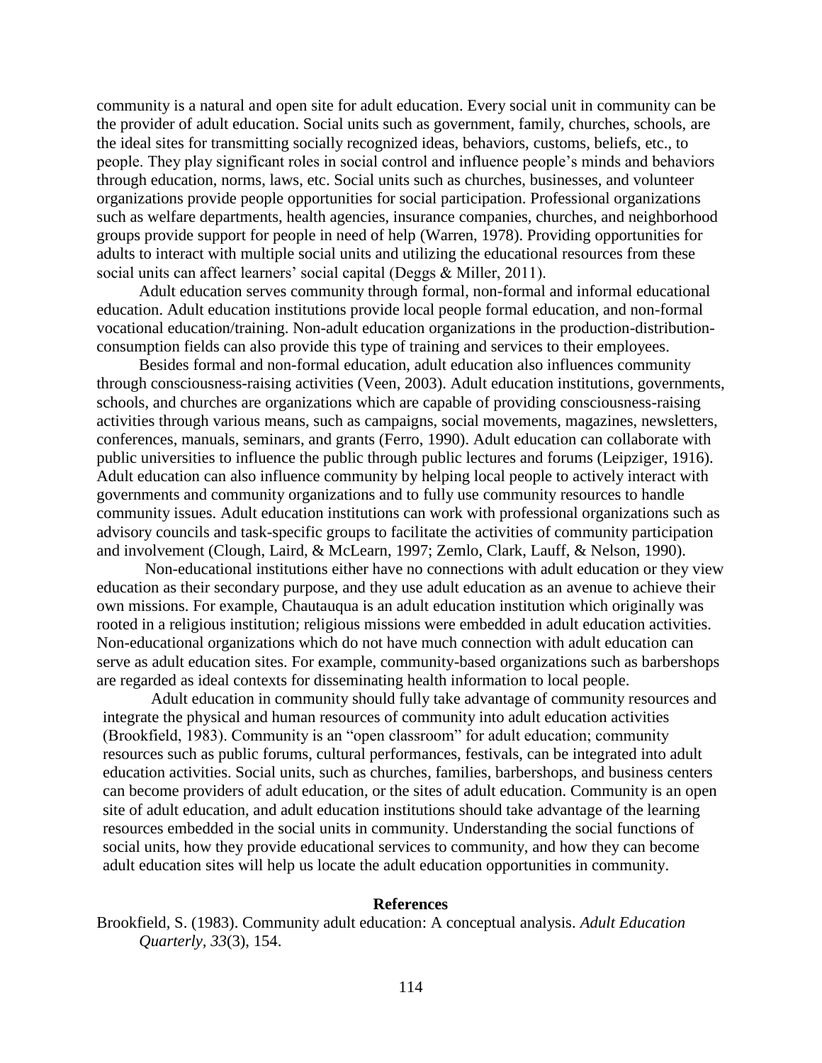community is a natural and open site for adult education. Every social unit in community can be the provider of adult education. Social units such as government, family, churches, schools, are the ideal sites for transmitting socially recognized ideas, behaviors, customs, beliefs, etc., to people. They play significant roles in social control and influence people's minds and behaviors through education, norms, laws, etc. Social units such as churches, businesses, and volunteer organizations provide people opportunities for social participation. Professional organizations such as welfare departments, health agencies, insurance companies, churches, and neighborhood groups provide support for people in need of help (Warren, 1978). Providing opportunities for adults to interact with multiple social units and utilizing the educational resources from these social units can affect learners' social capital (Deggs & Miller, 2011).

Adult education serves community through formal, non-formal and informal educational education. Adult education institutions provide local people formal education, and non-formal vocational education/training. Non-adult education organizations in the production-distribution-consumption fields can also provide this type of training and services to their employees.

Besides formal and non-formal education, adult education also influences community through consciousness-raising activities (Veen, 2003). Adult education institutions, governments, schools, and churches are organizations which are capable of providing consciousness-raising activities through various means, such as campaigns, social movements, magazines, newsletters, conferences, manuals, seminars, and grants (Ferro, 1990). Adult education can collaborate with public universities to influence the public through public lectures and forums (Leipziger, 1916). Adult education can also influence community by helping local people to actively interact with governments and community organizations and to fully use community resources to handle community issues. Adult education institutions can work with professional organizations such as advisory councils and task-specific groups to facilitate the activities of community participation and involvement (Clough, Laird, & McLearn, 1997; Zemlo, Clark, Lauff, & Nelson, 1990).

Non-educational institutions either have no connections with adult education or they view education as their secondary purpose, and they use adult education as an avenue to achieve their own missions. For example, Chautauqua is an adult education institution which originally was rooted in a religious institution; religious missions were embedded in adult education activities. Non-educational organizations which do not have much connection with adult education can serve as adult education sites. For example, community-based organizations such as barbershops are regarded as ideal contexts for disseminating health information to local people.

Adult education in community should fully take advantage of community resources and integrate the physical and human resources of community into adult education activities (Brookfield, 1983). Community is an "open classroom" for adult education; community resources such as public forums, cultural performances, festivals, can be integrated into adult education activities. Social units, such as churches, families, barbershops, and business centers can become providers of adult education, or the sites of adult education. Community is an open site of adult education, and adult education institutions should take advantage of the learning resources embedded in the social units in community. Understanding the social functions of social units, how they provide educational services to community, and how they can become adult education sites will help us locate the adult education opportunities in community.

## References

Brookfield, S. (1983). Community adult education: A conceptual analysis. *Adult Education Quarterly, 33*(3), 154.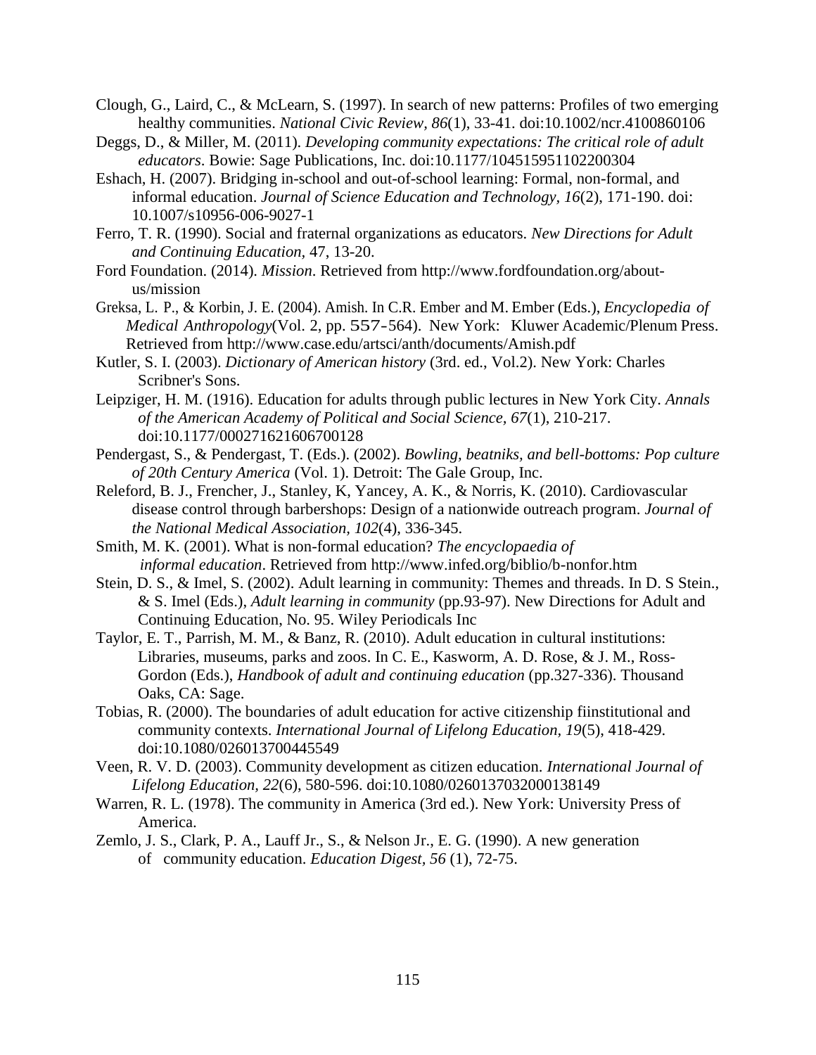Clough, G., Laird, C., & McLearn, S. (1997). In search of new patterns: Profiles of two emerging healthy communities. *National Civic Review, 86*(1), 33-41. doi:10.1002/ncr.4100860106

Deggs, D., & Miller, M. (2011). *Developing community expectations: The critical role of adult educators*. Bowie: Sage Publications, Inc. doi:10.1177/104515951102200304

Eshach, H. (2007). Bridging in-school and out-of-school learning: Formal, non-formal, and informal education. *Journal of Science Education and Technology, 16*(2), 171-190. doi: 10.1007/s10956-006-9027-1

Ferro, T. R. (1990). Social and fraternal organizations as educators. *New Directions for Adult and Continuing Education*, 47, 13-20.

Ford Foundation. (2014). *Mission*. Retrieved from http://www.fordfoundation.org/about-us/mission

Greksa, L. P., & Korbin, J. E. (2004). Amish. In C.R. Ember and M. Ember (Eds.), *Encyclopedia of Medical Anthropology*(Vol. 2, pp. 557-564). New York: Kluwer Academic/Plenum Press. Retrieved from http://www.case.edu/artsci/anth/documents/Amish.pdf

Kutler, S. I. (2003). *Dictionary of American history* (3rd. ed., Vol.2). New York: Charles Scribner's Sons.

Leipziger, H. M. (1916). Education for adults through public lectures in New York City. *Annals of the American Academy of Political and Social Science, 67*(1), 210-217. doi:10.1177/000271621606700128

Pendergast, S., & Pendergast, T. (Eds.). (2002). *Bowling, beatniks, and bell-bottoms: Pop culture of 20th Century America* (Vol. 1). Detroit: The Gale Group, Inc.

Releford, B. J., Frencher, J., Stanley, K, Yancey, A. K., & Norris, K. (2010). Cardiovascular disease control through barbershops: Design of a nationwide outreach program. *Journal of the National Medical Association, 102*(4), 336-345.

Smith, M. K. (2001). What is non-formal education? *The encyclopaedia of informal education*. Retrieved from http://www.infed.org/biblio/b-nonfor.htm

Stein, D. S., & Imel, S. (2002). Adult learning in community: Themes and threads. In D. S Stein., & S. Imel (Eds.), *Adult learning in community* (pp.93-97). New Directions for Adult and Continuing Education, No. 95. Wiley Periodicals Inc

Taylor, E. T., Parrish, M. M., & Banz, R. (2010). Adult education in cultural institutions: Libraries, museums, parks and zoos. In C. E., Kasworm, A. D. Rose, & J. M., Ross-Gordon (Eds.), *Handbook of adult and continuing education* (pp.327-336). Thousand Oaks, CA: Sage.

Tobias, R. (2000). The boundaries of adult education for active citizenship fiinstitutional and community contexts. *International Journal of Lifelong Education, 19*(5), 418-429. doi:10.1080/026013700445549

Veen, R. V. D. (2003). Community development as citizen education. *International Journal of Lifelong Education, 22*(6), 580-596. doi:10.1080/0260137032000138149

Warren, R. L. (1978). The community in America (3rd ed.). New York: University Press of America.

Zemlo, J. S., Clark, P. A., Lauff Jr., S., & Nelson Jr., E. G. (1990). A new generation of community education. *Education Digest, 56* (1), 72-75.